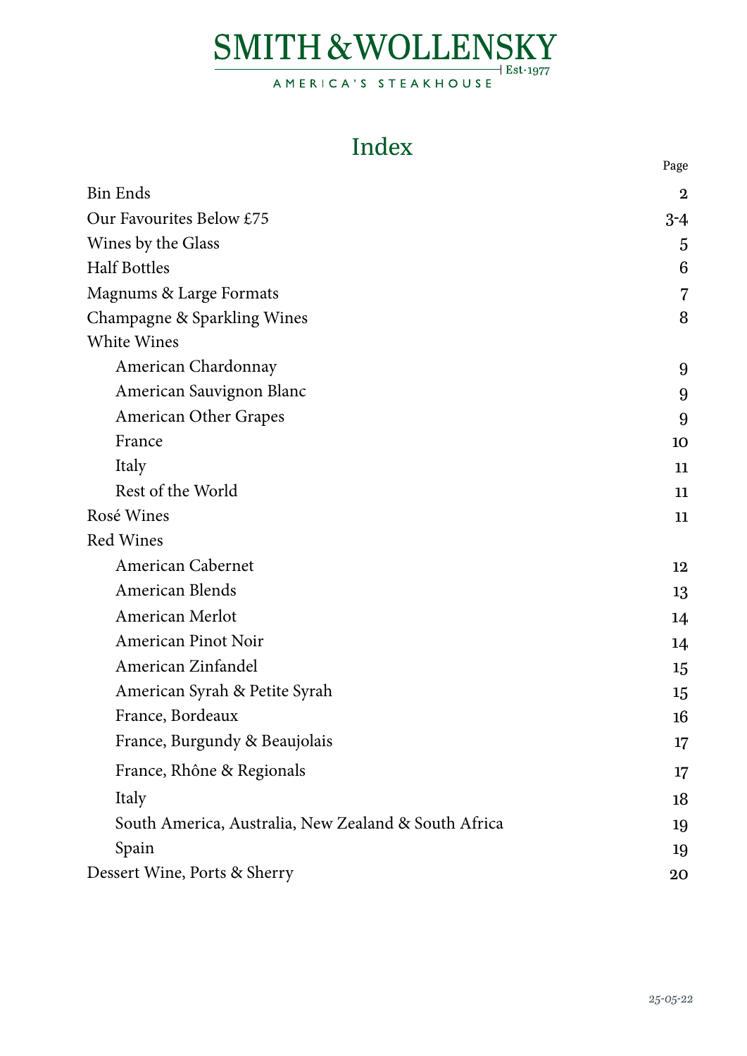SMITH & WOLLENSKY

Est·1977

AMERICA'S STEAKHOUSE

# Index

| | Page |
|---|---|
| Bin Ends | 2 |
| Our Favourites Below £75 | 3-4 |
| Wines by the Glass | 5 |
| Half Bottles | 6 |
| Magnums & Large Formats | 7 |
| Champagne & Sparkling Wines | 8 |
| White Wines | |
| American Chardonnay | 9 |
| American Sauvignon Blanc | 9 |
| American Other Grapes | 9 |
| France | 10 |
| Italy | 11 |
| Rest of the World | 11 |
| Rosé Wines | 11 |
| Red Wines | |
| American Cabernet | 12 |
| American Blends | 13 |
| American Merlot | 14 |
| American Pinot Noir | 14 |
| American Zinfandel | 15 |
| American Syrah & Petite Syrah | 15 |
| France, Bordeaux | 16 |
| France, Burgundy & Beaujolais | 17 |
| France, Rhône & Regionals | 17 |
| Italy | 18 |
| South America, Australia, New Zealand & South Africa | 19 |
| Spain | 19 |
| Dessert Wine, Ports & Sherry | 20 |

*25-05-22*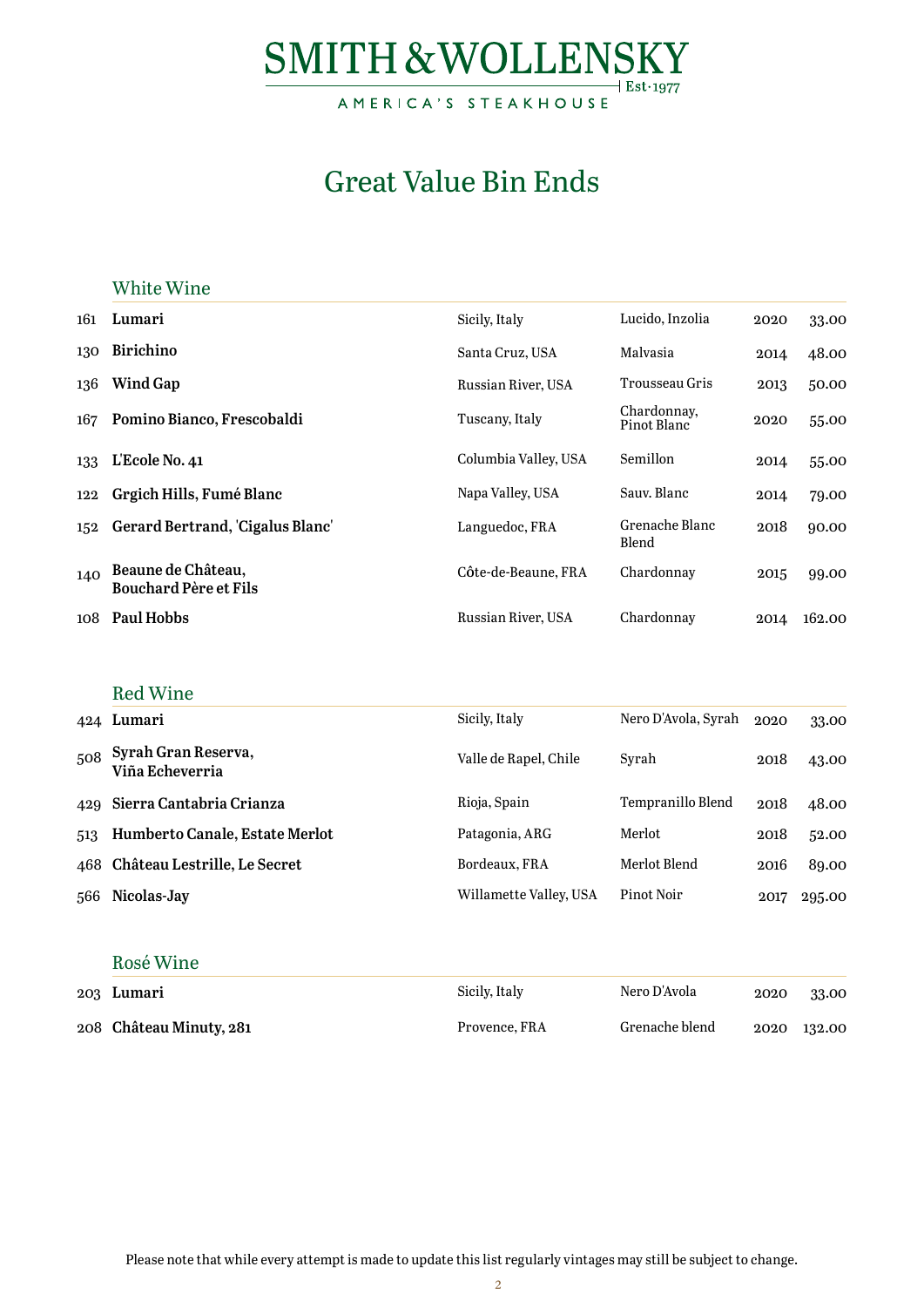# SMITH & WOLLENSKY

AMERICA'S STEAKHOUSE — Est. 1977

## Great Value Bin Ends

### White Wine

| | | | | | |
|---|---|---|---|---|---|
| 161 | **Lumari** | Sicily, Italy | Lucido, Inzolia | 2020 | 33.00 |
| 130 | **Birichino** | Santa Cruz, USA | Malvasia | 2014 | 48.00 |
| 136 | **Wind Gap** | Russian River, USA | Trousseau Gris | 2013 | 50.00 |
| 167 | **Pomino Bianco, Frescobaldi** | Tuscany, Italy | Chardonnay, Pinot Blanc | 2020 | 55.00 |
| 133 | **L'Ecole No. 41** | Columbia Valley, USA | Semillon | 2014 | 55.00 |
| 122 | **Grgich Hills, Fumé Blanc** | Napa Valley, USA | Sauv. Blanc | 2014 | 79.00 |
| 152 | **Gerard Bertrand, 'Cigalus Blanc'** | Languedoc, FRA | Grenache Blanc Blend | 2018 | 90.00 |
| 140 | **Beaune de Château, Bouchard Père et Fils** | Côte-de-Beaune, FRA | Chardonnay | 2015 | 99.00 |
| 108 | **Paul Hobbs** | Russian River, USA | Chardonnay | 2014 | 162.00 |

### Red Wine

| | | | | | |
|---|---|---|---|---|---|
| 424 | **Lumari** | Sicily, Italy | Nero D'Avola, Syrah | 2020 | 33.00 |
| 508 | **Syrah Gran Reserva, Viña Echeverria** | Valle de Rapel, Chile | Syrah | 2018 | 43.00 |
| 429 | **Sierra Cantabria Crianza** | Rioja, Spain | Tempranillo Blend | 2018 | 48.00 |
| 513 | **Humberto Canale, Estate Merlot** | Patagonia, ARG | Merlot | 2018 | 52.00 |
| 468 | **Château Lestrille, Le Secret** | Bordeaux, FRA | Merlot Blend | 2016 | 89.00 |
| 566 | **Nicolas-Jay** | Willamette Valley, USA | Pinot Noir | 2017 | 295.00 |

### Rosé Wine

| | | | | | |
|---|---|---|---|---|---|
| 203 | **Lumari** | Sicily, Italy | Nero D'Avola | 2020 | 33.00 |
| 208 | **Château Minuty, 281** | Provence, FRA | Grenache blend | 2020 | 132.00 |

Please note that while every attempt is made to update this list regularly vintages may still be subject to change.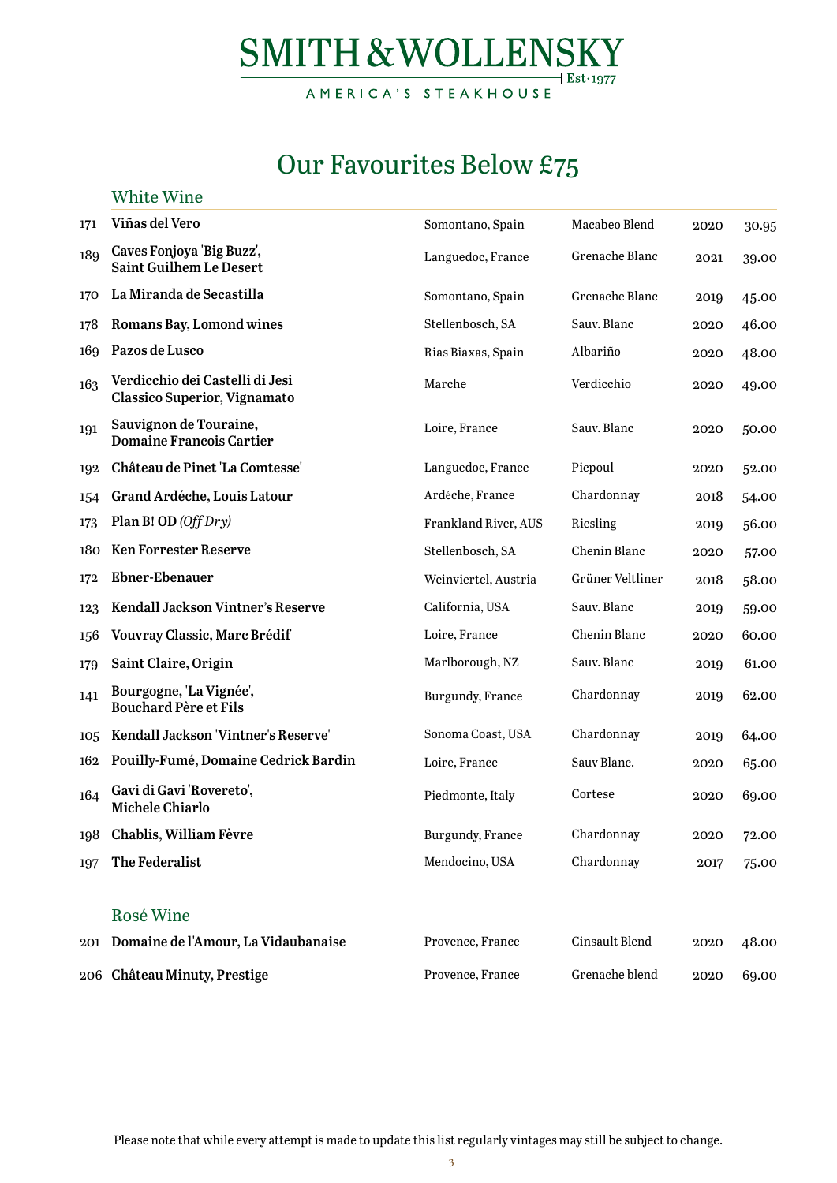SMITH & WOLLENSKY
Est. 1977
AMERICA'S STEAKHOUSE

# Our Favourites Below £75

## White Wine

| | | | | | |
|---|---|---|---|---|---|
| 171 | **Viñas del Vero** | Somontano, Spain | Macabeo Blend | 2020 | 30.95 |
| 189 | **Caves Fonjoya 'Big Buzz', Saint Guilhem Le Desert** | Languedoc, France | Grenache Blanc | 2021 | 39.00 |
| 170 | **La Miranda de Secastilla** | Somontano, Spain | Grenache Blanc | 2019 | 45.00 |
| 178 | **Romans Bay, Lomond wines** | Stellenbosch, SA | Sauv. Blanc | 2020 | 46.00 |
| 169 | **Pazos de Lusco** | Rias Biaxas, Spain | Albariño | 2020 | 48.00 |
| 163 | **Verdicchio dei Castelli di Jesi Classico Superior, Vignamato** | Marche | Verdicchio | 2020 | 49.00 |
| 191 | **Sauvignon de Touraine, Domaine Francois Cartier** | Loire, France | Sauv. Blanc | 2020 | 50.00 |
| 192 | **Château de Pinet 'La Comtesse'** | Languedoc, France | Picpoul | 2020 | 52.00 |
| 154 | **Grand Ardéche, Louis Latour** | Ardéche, France | Chardonnay | 2018 | 54.00 |
| 173 | **Plan B! OD** *(Off Dry)* | Frankland River, AUS | Riesling | 2019 | 56.00 |
| 180 | **Ken Forrester Reserve** | Stellenbosch, SA | Chenin Blanc | 2020 | 57.00 |
| 172 | **Ebner-Ebenauer** | Weinviertel, Austria | Grüner Veltliner | 2018 | 58.00 |
| 123 | **Kendall Jackson Vintner's Reserve** | California, USA | Sauv. Blanc | 2019 | 59.00 |
| 156 | **Vouvray Classic, Marc Brédif** | Loire, France | Chenin Blanc | 2020 | 60.00 |
| 179 | **Saint Claire, Origin** | Marlborough, NZ | Sauv. Blanc | 2019 | 61.00 |
| 141 | **Bourgogne, 'La Vignée', Bouchard Père et Fils** | Burgundy, France | Chardonnay | 2019 | 62.00 |
| 105 | **Kendall Jackson 'Vintner's Reserve'** | Sonoma Coast, USA | Chardonnay | 2019 | 64.00 |
| 162 | **Pouilly-Fumé, Domaine Cedrick Bardin** | Loire, France | Sauv Blanc. | 2020 | 65.00 |
| 164 | **Gavi di Gavi 'Rovereto', Michele Chiarlo** | Piedmonte, Italy | Cortese | 2020 | 69.00 |
| 198 | **Chablis, William Fèvre** | Burgundy, France | Chardonnay | 2020 | 72.00 |
| 197 | **The Federalist** | Mendocino, USA | Chardonnay | 2017 | 75.00 |

## Rosé Wine

| | | | | | |
|---|---|---|---|---|---|
| 201 | **Domaine de l'Amour, La Vidaubanaise** | Provence, France | Cinsault Blend | 2020 | 48.00 |
| 206 | **Château Minuty, Prestige** | Provence, France | Grenache blend | 2020 | 69.00 |

Please note that while every attempt is made to update this list regularly vintages may still be subject to change.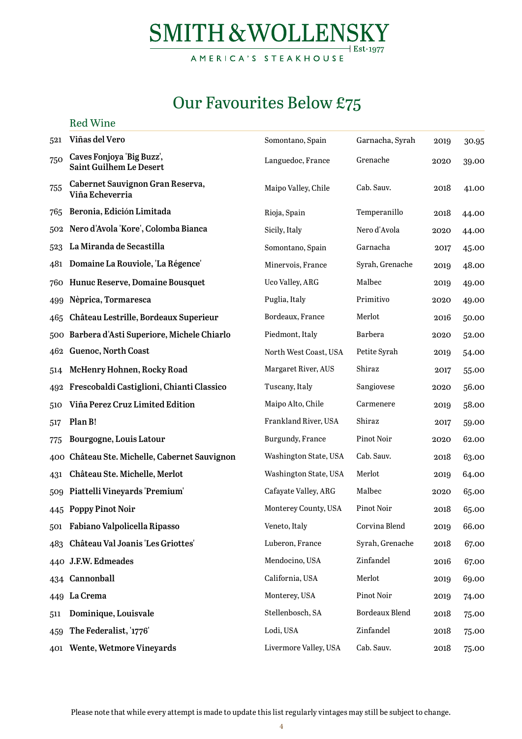# SMITH & WOLLENSKY

Est. 1977

AMERICA'S STEAKHOUSE

## Our Favourites Below £75

### Red Wine

| | | | | | |
|---|---|---|---|---|---|
| 521 | **Viñas del Vero** | Somontano, Spain | Garnacha, Syrah | 2019 | 30.95 |
| 750 | **Caves Fonjoya 'Big Buzz', Saint Guilhem Le Desert** | Languedoc, France | Grenache | 2020 | 39.00 |
| 755 | **Cabernet Sauvignon Gran Reserva, Viña Echeverria** | Maipo Valley, Chile | Cab. Sauv. | 2018 | 41.00 |
| 765 | **Beronia, Edición Limitada** | Rioja, Spain | Temperanillo | 2018 | 44.00 |
| 502 | **Nero d'Avola 'Kore', Colomba Bianca** | Sicily, Italy | Nero d'Avola | 2020 | 44.00 |
| 523 | **La Miranda de Secastilla** | Somontano, Spain | Garnacha | 2017 | 45.00 |
| 481 | **Domaine La Rouviole, 'La Régence'** | Minervois, France | Syrah, Grenache | 2019 | 48.00 |
| 760 | **Hunuc Reserve, Domaine Bousquet** | Uco Valley, ARG | Malbec | 2019 | 49.00 |
| 499 | **Nèprica, Tormaresca** | Puglia, Italy | Primitivo | 2020 | 49.00 |
| 465 | **Château Lestrille, Bordeaux Superieur** | Bordeaux, France | Merlot | 2016 | 50.00 |
| 500 | **Barbera d'Asti Superiore, Michele Chiarlo** | Piedmont, Italy | Barbera | 2020 | 52.00 |
| 462 | **Guenoc, North Coast** | North West Coast, USA | Petite Syrah | 2019 | 54.00 |
| 514 | **McHenry Hohnen, Rocky Road** | Margaret River, AUS | Shiraz | 2017 | 55.00 |
| 492 | **Frescobaldi Castiglioni, Chianti Classico** | Tuscany, Italy | Sangiovese | 2020 | 56.00 |
| 510 | **Viña Perez Cruz Limited Edition** | Maipo Alto, Chile | Carmenere | 2019 | 58.00 |
| 517 | **Plan B!** | Frankland River, USA | Shiraz | 2017 | 59.00 |
| 775 | **Bourgogne, Louis Latour** | Burgundy, France | Pinot Noir | 2020 | 62.00 |
| 400 | **Château Ste. Michelle, Cabernet Sauvignon** | Washington State, USA | Cab. Sauv. | 2018 | 63.00 |
| 431 | **Château Ste. Michelle, Merlot** | Washington State, USA | Merlot | 2019 | 64.00 |
| 509 | **Piattelli Vineyards 'Premium'** | Cafayate Valley, ARG | Malbec | 2020 | 65.00 |
| 445 | **Poppy Pinot Noir** | Monterey County, USA | Pinot Noir | 2018 | 65.00 |
| 501 | **Fabiano Valpolicella Ripasso** | Veneto, Italy | Corvina Blend | 2019 | 66.00 |
| 483 | **Château Val Joanis 'Les Griottes'** | Luberon, France | Syrah, Grenache | 2018 | 67.00 |
| 440 | **J.F.W. Edmeades** | Mendocino, USA | Zinfandel | 2016 | 67.00 |
| 434 | **Cannonball** | California, USA | Merlot | 2019 | 69.00 |
| 449 | **La Crema** | Monterey, USA | Pinot Noir | 2019 | 74.00 |
| 511 | **Dominique, Louisvale** | Stellenbosch, SA | Bordeaux Blend | 2018 | 75.00 |
| 459 | **The Federalist, '1776'** | Lodi, USA | Zinfandel | 2018 | 75.00 |
| 401 | **Wente, Wetmore Vineyards** | Livermore Valley, USA | Cab. Sauv. | 2018 | 75.00 |

Please note that while every attempt is made to update this list regularly vintages may still be subject to change.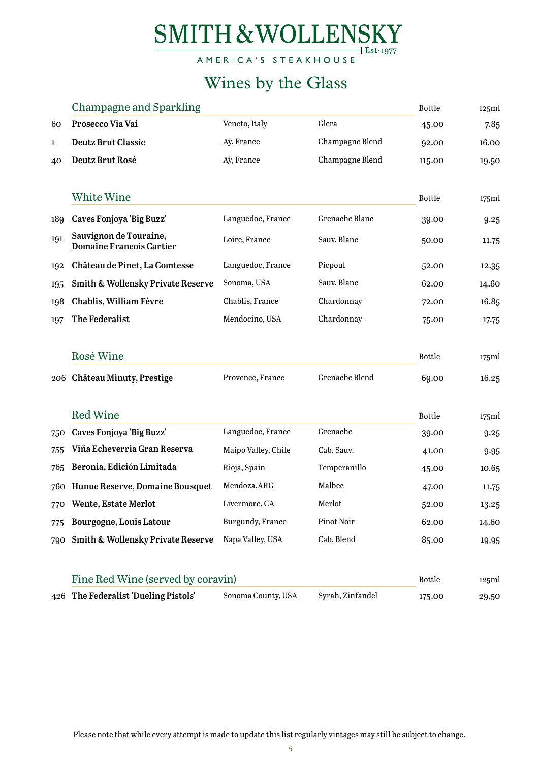# SMITH & WOLLENSKY

Est·1977

AMERICA'S STEAKHOUSE

## Wines by the Glass

### Champagne and Sparkling

| | | | | Bottle | 125ml |
|---|---|---|---|---|---|
| 60 | **Prosecco Via Vai** | Veneto, Italy | Glera | 45.00 | 7.85 |
| 1 | **Deutz Brut Classic** | Aÿ, France | Champagne Blend | 92.00 | 16.00 |
| 40 | **Deutz Brut Rosé** | Aÿ, France | Champagne Blend | 115.00 | 19.50 |

### White Wine

| | | | | Bottle | 175ml |
|---|---|---|---|---|---|
| 189 | **Caves Fonjoya 'Big Buzz'** | Languedoc, France | Grenache Blanc | 39.00 | 9.25 |
| 191 | **Sauvignon de Touraine, Domaine Francois Cartier** | Loire, France | Sauv. Blanc | 50.00 | 11.75 |
| 192 | **Château de Pinet, La Comtesse** | Languedoc, France | Picpoul | 52.00 | 12.35 |
| 195 | **Smith & Wollensky Private Reserve** | Sonoma, USA | Sauv. Blanc | 62.00 | 14.60 |
| 198 | **Chablis, William Fèvre** | Chablis, France | Chardonnay | 72.00 | 16.85 |
| 197 | **The Federalist** | Mendocino, USA | Chardonnay | 75.00 | 17.75 |

### Rosé Wine

| | | | | Bottle | 175ml |
|---|---|---|---|---|---|
| 206 | **Château Minuty, Prestige** | Provence, France | Grenache Blend | 69.00 | 16.25 |

### Red Wine

| | | | | Bottle | 175ml |
|---|---|---|---|---|---|
| 750 | **Caves Fonjoya 'Big Buzz'** | Languedoc, France | Grenache | 39.00 | 9.25 |
| 755 | **Viña Echeverria Gran Reserva** | Maipo Valley, Chile | Cab. Sauv. | 41.00 | 9.95 |
| 765 | **Beronia, Edición Limitada** | Rioja, Spain | Temperanillo | 45.00 | 10.65 |
| 760 | **Hunuc Reserve, Domaine Bousquet** | Mendoza,ARG | Malbec | 47.00 | 11.75 |
| 770 | **Wente, Estate Merlot** | Livermore, CA | Merlot | 52.00 | 13.25 |
| 775 | **Bourgogne, Louis Latour** | Burgundy, France | Pinot Noir | 62.00 | 14.60 |
| 790 | **Smith & Wollensky Private Reserve** | Napa Valley, USA | Cab. Blend | 85.00 | 19.95 |

### Fine Red Wine (served by coravin)

| | | | | Bottle | 125ml |
|---|---|---|---|---|---|
| 426 | **The Federalist 'Dueling Pistols'** | Sonoma County, USA | Syrah, Zinfandel | 175.00 | 29.50 |

Please note that while every attempt is made to update this list regularly vintages may still be subject to change.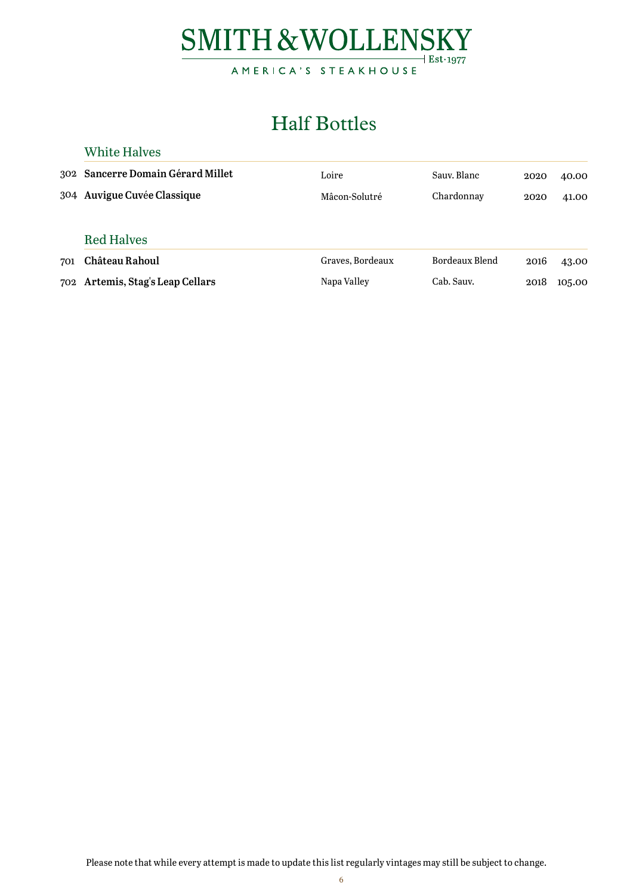# Half Bottles

## White Halves

| | | | | | |
|---|---|---|---|---|---|
| 302 | **Sancerre Domain Gérard Millet** | Loire | Sauv. Blanc | 2020 | 40.00 |
| 304 | **Auvigue Cuvée Classique** | Mâcon-Solutré | Chardonnay | 2020 | 41.00 |

## Red Halves

| | | | | | |
|---|---|---|---|---|---|
| 701 | **Château Rahoul** | Graves, Bordeaux | Bordeaux Blend | 2016 | 43.00 |
| 702 | **Artemis, Stag's Leap Cellars** | Napa Valley | Cab. Sauv. | 2018 | 105.00 |

Please note that while every attempt is made to update this list regularly vintages may still be subject to change.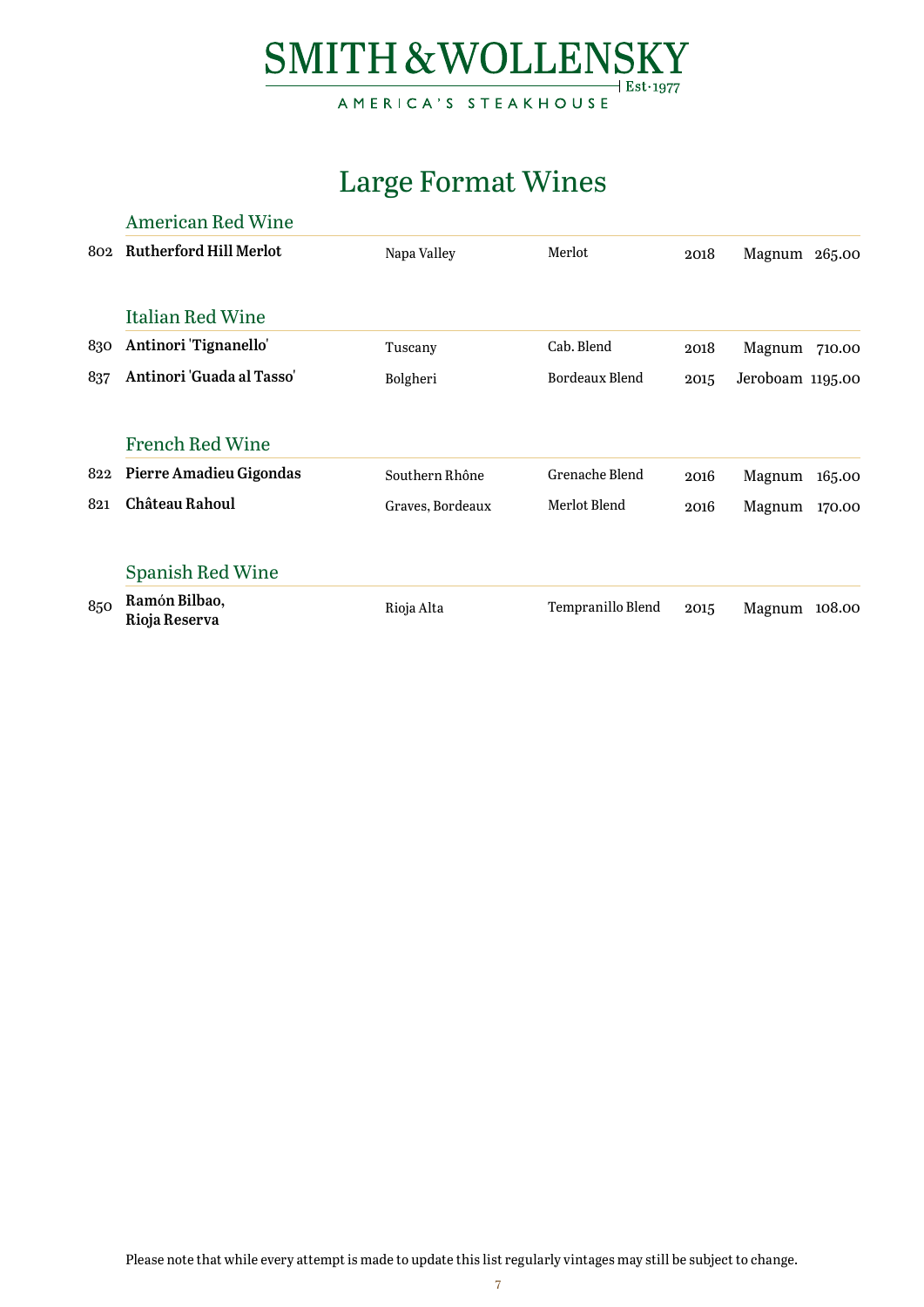# SMITH & WOLLENSKY

Est·1977

AMERICA'S STEAKHOUSE

## Large Format Wines

### American Red Wine

| | | | | | | |
|---|---|---|---|---|---|---|
| 802 | **Rutherford Hill Merlot** | Napa Valley | Merlot | 2018 | Magnum | 265.00 |

### Italian Red Wine

| | | | | | | |
|---|---|---|---|---|---|---|
| 830 | **Antinori 'Tignanello'** | Tuscany | Cab. Blend | 2018 | Magnum | 710.00 |
| 837 | **Antinori 'Guada al Tasso'** | Bolgheri | Bordeaux Blend | 2015 | Jeroboam | 1195.00 |

### French Red Wine

| | | | | | | |
|---|---|---|---|---|---|---|
| 822 | **Pierre Amadieu Gigondas** | Southern Rhône | Grenache Blend | 2016 | Magnum | 165.00 |
| 821 | **Château Rahoul** | Graves, Bordeaux | Merlot Blend | 2016 | Magnum | 170.00 |

### Spanish Red Wine

| | | | | | | |
|---|---|---|---|---|---|---|
| 850 | **Ramón Bilbao, Rioja Reserva** | Rioja Alta | Tempranillo Blend | 2015 | Magnum | 108.00 |

Please note that while every attempt is made to update this list regularly vintages may still be subject to change.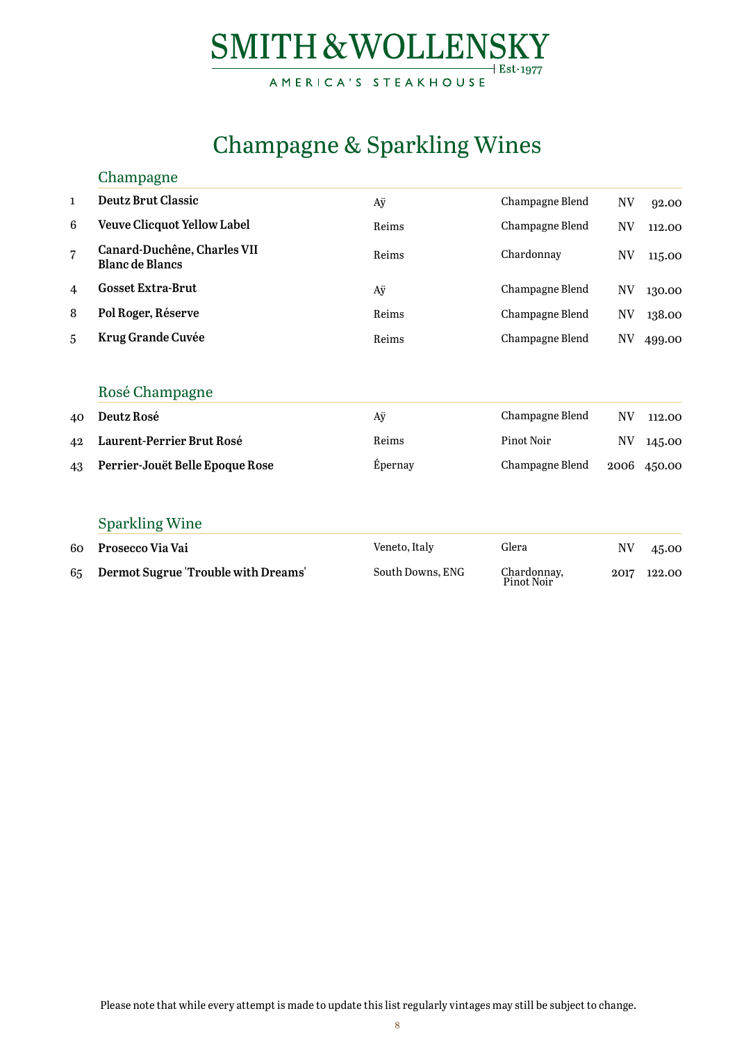# SMITH & WOLLENSKY

Est·1977

AMERICA'S STEAKHOUSE

## Champagne & Sparkling Wines

### Champagne

| | | | | | |
|---|---|---|---|---|---|
| 1 | **Deutz Brut Classic** | Aÿ | Champagne Blend | NV | 92.00 |
| 6 | **Veuve Clicquot Yellow Label** | Reims | Champagne Blend | NV | 112.00 |
| 7 | **Canard-Duchêne, Charles VII Blanc de Blancs** | Reims | Chardonnay | NV | 115.00 |
| 4 | **Gosset Extra-Brut** | Aÿ | Champagne Blend | NV | 130.00 |
| 8 | **Pol Roger, Réserve** | Reims | Champagne Blend | NV | 138.00 |
| 5 | **Krug Grande Cuvée** | Reims | Champagne Blend | NV | 499.00 |

### Rosé Champagne

| | | | | | |
|---|---|---|---|---|---|
| 40 | **Deutz Rosé** | Aÿ | Champagne Blend | NV | 112.00 |
| 42 | **Laurent-Perrier Brut Rosé** | Reims | Pinot Noir | NV | 145.00 |
| 43 | **Perrier-Jouët Belle Epoque Rose** | Épernay | Champagne Blend | 2006 | 450.00 |

### Sparkling Wine

| | | | | | |
|---|---|---|---|---|---|
| 60 | **Prosecco Via Vai** | Veneto, Italy | Glera | NV | 45.00 |
| 65 | **Dermot Sugrue 'Trouble with Dreams'** | South Downs, ENG | Chardonnay, Pinot Noir | 2017 | 122.00 |

Please note that while every attempt is made to update this list regularly vintages may still be subject to change.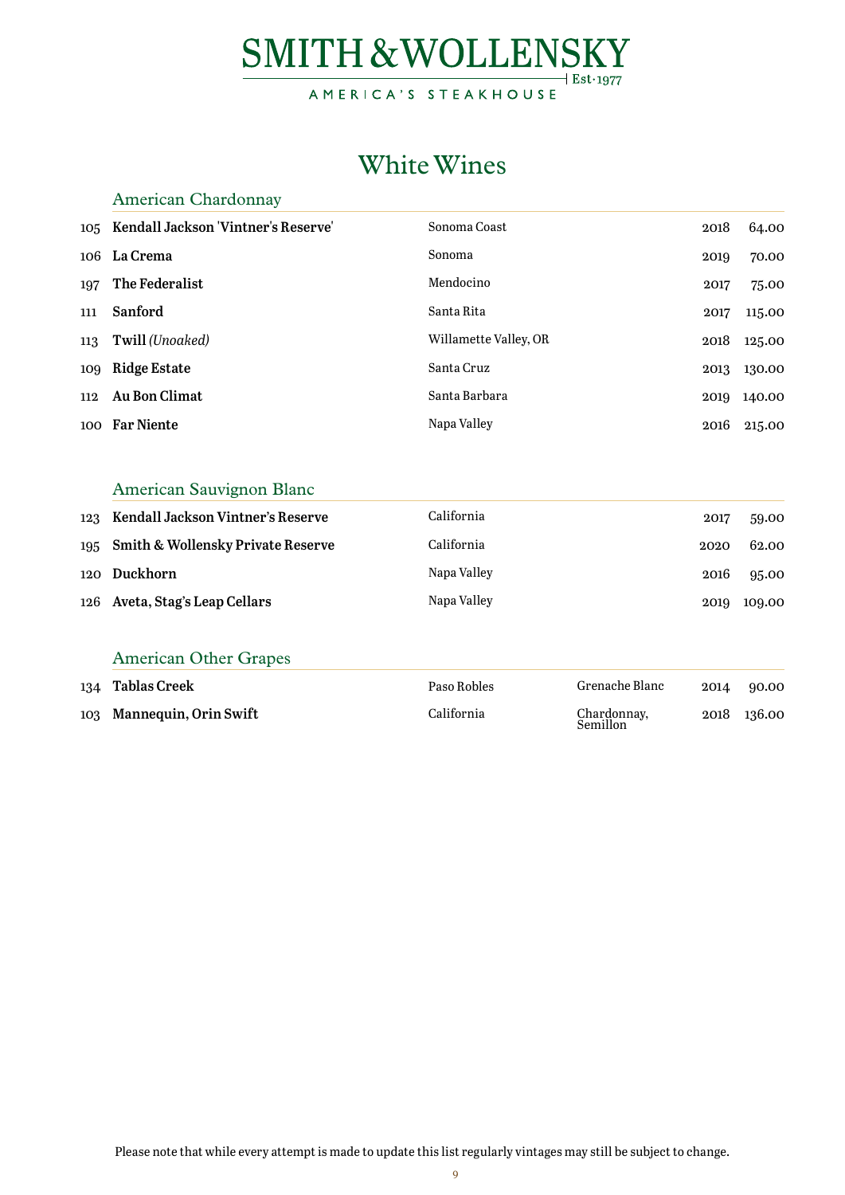# SMITH & WOLLENSKY

Est·1977

AMERICA'S STEAKHOUSE

## White Wines

### American Chardonnay

| | | | | |
|---|---|---|---|---|
| 105 | **Kendall Jackson 'Vintner's Reserve'** | Sonoma Coast | 2018 | 64.00 |
| 106 | **La Crema** | Sonoma | 2019 | 70.00 |
| 197 | **The Federalist** | Mendocino | 2017 | 75.00 |
| 111 | **Sanford** | Santa Rita | 2017 | 115.00 |
| 113 | **Twill** *(Unoaked)* | Willamette Valley, OR | 2018 | 125.00 |
| 109 | **Ridge Estate** | Santa Cruz | 2013 | 130.00 |
| 112 | **Au Bon Climat** | Santa Barbara | 2019 | 140.00 |
| 100 | **Far Niente** | Napa Valley | 2016 | 215.00 |

### American Sauvignon Blanc

| | | | | |
|---|---|---|---|---|
| 123 | **Kendall Jackson Vintner's Reserve** | California | 2017 | 59.00 |
| 195 | **Smith & Wollensky Private Reserve** | California | 2020 | 62.00 |
| 120 | **Duckhorn** | Napa Valley | 2016 | 95.00 |
| 126 | **Aveta, Stag's Leap Cellars** | Napa Valley | 2019 | 109.00 |

### American Other Grapes

| | | | | | |
|---|---|---|---|---|---|
| 134 | **Tablas Creek** | Paso Robles | Grenache Blanc | 2014 | 90.00 |
| 103 | **Mannequin, Orin Swift** | California | Chardonnay, Semillon | 2018 | 136.00 |

Please note that while every attempt is made to update this list regularly vintages may still be subject to change.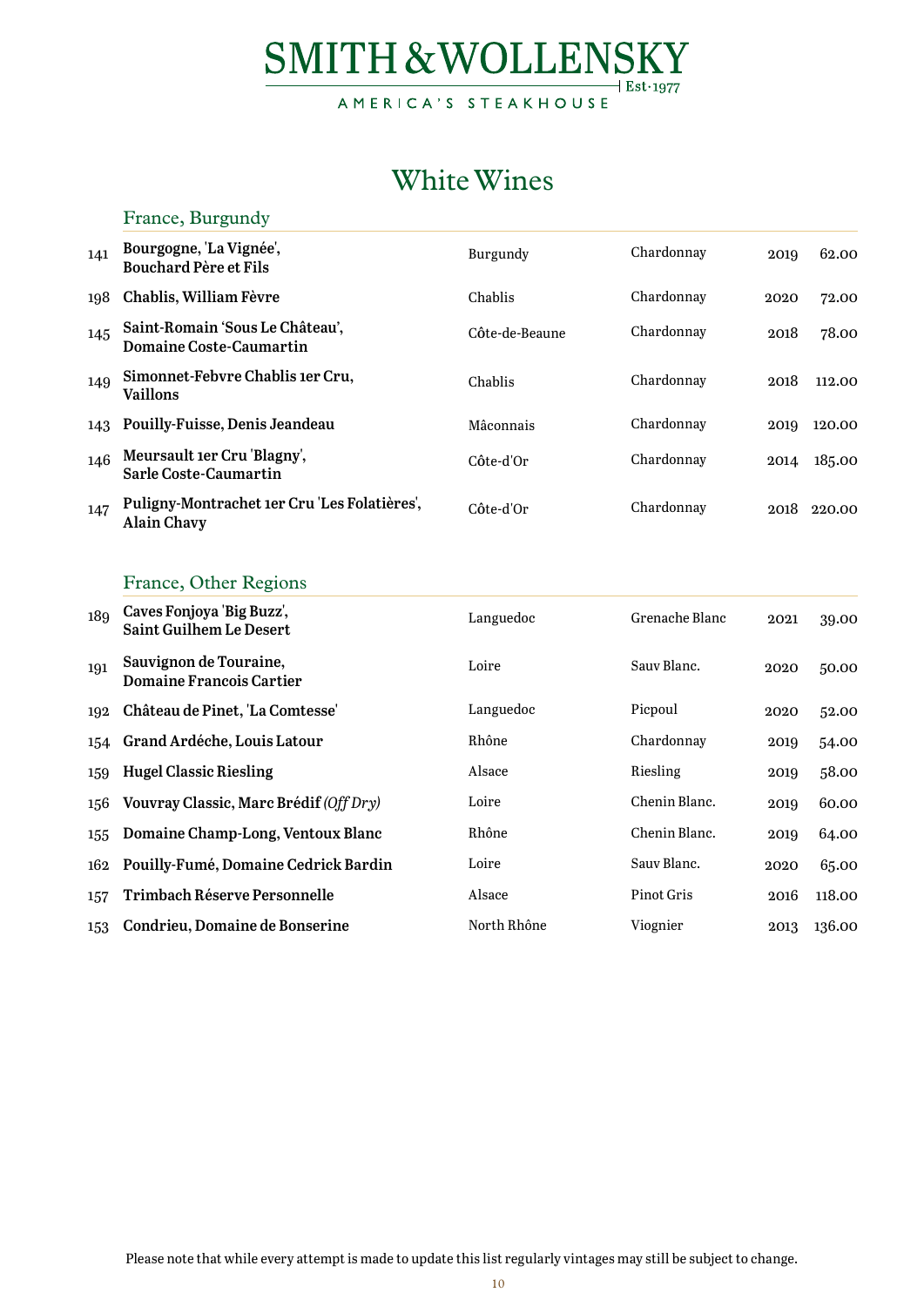# SMITH & WOLLENSKY

AMERICA'S STEAKHOUSE — Est·1977

## White Wines

### France, Burgundy

| | | | | | |
|---|---|---|---|---|---|
| 141 | **Bourgogne, 'La Vignée', Bouchard Père et Fils** | Burgundy | Chardonnay | 2019 | 62.00 |
| 198 | **Chablis, William Fèvre** | Chablis | Chardonnay | 2020 | 72.00 |
| 145 | **Saint-Romain 'Sous Le Château', Domaine Coste-Caumartin** | Côte-de-Beaune | Chardonnay | 2018 | 78.00 |
| 149 | **Simonnet-Febvre Chablis 1er Cru, Vaillons** | Chablis | Chardonnay | 2018 | 112.00 |
| 143 | **Pouilly-Fuisse, Denis Jeandeau** | Mâconnais | Chardonnay | 2019 | 120.00 |
| 146 | **Meursault 1er Cru 'Blagny', Sarle Coste-Caumartin** | Côte-d'Or | Chardonnay | 2014 | 185.00 |
| 147 | **Puligny-Montrachet 1er Cru 'Les Folatières', Alain Chavy** | Côte-d'Or | Chardonnay | 2018 | 220.00 |

### France, Other Regions

| | | | | | |
|---|---|---|---|---|---|
| 189 | **Caves Fonjoya 'Big Buzz', Saint Guilhem Le Desert** | Languedoc | Grenache Blanc | 2021 | 39.00 |
| 191 | **Sauvignon de Touraine, Domaine Francois Cartier** | Loire | Sauv Blanc. | 2020 | 50.00 |
| 192 | **Château de Pinet, 'La Comtesse'** | Languedoc | Picpoul | 2020 | 52.00 |
| 154 | **Grand Ardéche, Louis Latour** | Rhône | Chardonnay | 2019 | 54.00 |
| 159 | **Hugel Classic Riesling** | Alsace | Riesling | 2019 | 58.00 |
| 156 | **Vouvray Classic, Marc Brédif** *(Off Dry)* | Loire | Chenin Blanc. | 2019 | 60.00 |
| 155 | **Domaine Champ-Long, Ventoux Blanc** | Rhône | Chenin Blanc. | 2019 | 64.00 |
| 162 | **Pouilly-Fumé, Domaine Cedrick Bardin** | Loire | Sauv Blanc. | 2020 | 65.00 |
| 157 | **Trimbach Réserve Personnelle** | Alsace | Pinot Gris | 2016 | 118.00 |
| 153 | **Condrieu, Domaine de Bonserine** | North Rhône | Viognier | 2013 | 136.00 |

Please note that while every attempt is made to update this list regularly vintages may still be subject to change.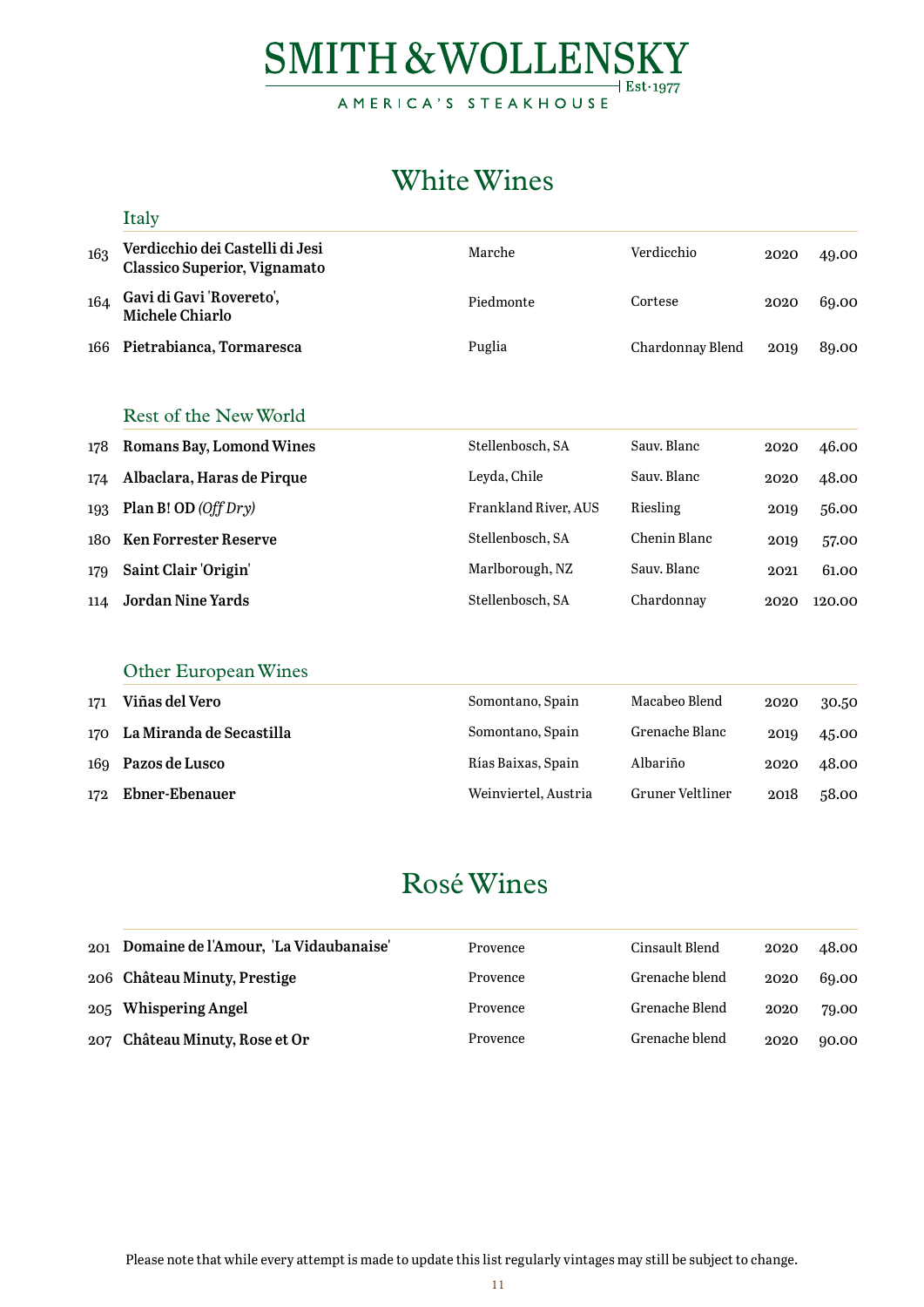# SMITH & WOLLENSKY

Est. 1977

AMERICA'S STEAKHOUSE

## White Wines

### Italy

| | | | | | |
|---|---|---|---|---|---|
| 163 | **Verdicchio dei Castelli di Jesi Classico Superior, Vignamato** | Marche | Verdicchio | 2020 | 49.00 |
| 164 | **Gavi di Gavi 'Rovereto', Michele Chiarlo** | Piedmonte | Cortese | 2020 | 69.00 |
| 166 | **Pietrabianca, Tormaresca** | Puglia | Chardonnay Blend | 2019 | 89.00 |

### Rest of the New World

| | | | | | |
|---|---|---|---|---|---|
| 178 | **Romans Bay, Lomond Wines** | Stellenbosch, SA | Sauv. Blanc | 2020 | 46.00 |
| 174 | **Albaclara, Haras de Pirque** | Leyda, Chile | Sauv. Blanc | 2020 | 48.00 |
| 193 | **Plan B! OD** *(Off Dry)* | Frankland River, AUS | Riesling | 2019 | 56.00 |
| 180 | **Ken Forrester Reserve** | Stellenbosch, SA | Chenin Blanc | 2019 | 57.00 |
| 179 | **Saint Clair 'Origin'** | Marlborough, NZ | Sauv. Blanc | 2021 | 61.00 |
| 114 | **Jordan Nine Yards** | Stellenbosch, SA | Chardonnay | 2020 | 120.00 |

### Other European Wines

| | | | | | |
|---|---|---|---|---|---|
| 171 | **Viñas del Vero** | Somontano, Spain | Macabeo Blend | 2020 | 30.50 |
| 170 | **La Miranda de Secastilla** | Somontano, Spain | Grenache Blanc | 2019 | 45.00 |
| 169 | **Pazos de Lusco** | Rías Baixas, Spain | Albariño | 2020 | 48.00 |
| 172 | **Ebner-Ebenauer** | Weinviertel, Austria | Gruner Veltliner | 2018 | 58.00 |

## Rosé Wines

| | | | | | |
|---|---|---|---|---|---|
| 201 | **Domaine de l'Amour, 'La Vidaubanaise'** | Provence | Cinsault Blend | 2020 | 48.00 |
| 206 | **Château Minuty, Prestige** | Provence | Grenache blend | 2020 | 69.00 |
| 205 | **Whispering Angel** | Provence | Grenache Blend | 2020 | 79.00 |
| 207 | **Château Minuty, Rose et Or** | Provence | Grenache blend | 2020 | 90.00 |

Please note that while every attempt is made to update this list regularly vintages may still be subject to change.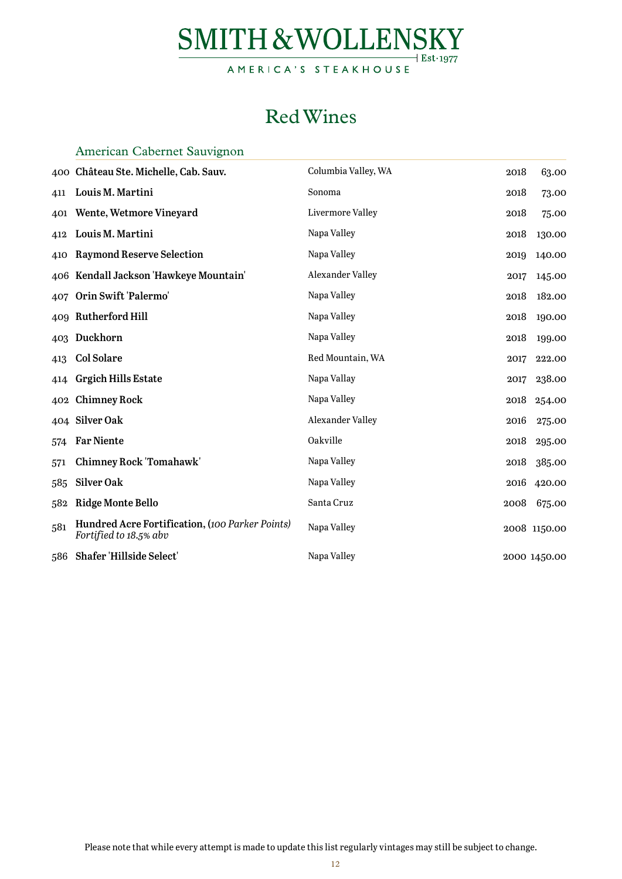# SMITH & WOLLENSKY

Est. 1977

AMERICA'S STEAKHOUSE

## Red Wines

### American Cabernet Sauvignon

| | | | | |
|---|---|---|---|---|
| 400 | **Château Ste. Michelle, Cab. Sauv.** | Columbia Valley, WA | 2018 | 63.00 |
| 411 | **Louis M. Martini** | Sonoma | 2018 | 73.00 |
| 401 | **Wente, Wetmore Vineyard** | Livermore Valley | 2018 | 75.00 |
| 412 | **Louis M. Martini** | Napa Valley | 2018 | 130.00 |
| 410 | **Raymond Reserve Selection** | Napa Valley | 2019 | 140.00 |
| 406 | **Kendall Jackson 'Hawkeye Mountain'** | Alexander Valley | 2017 | 145.00 |
| 407 | **Orin Swift 'Palermo'** | Napa Valley | 2018 | 182.00 |
| 409 | **Rutherford Hill** | Napa Valley | 2018 | 190.00 |
| 403 | **Duckhorn** | Napa Valley | 2018 | 199.00 |
| 413 | **Col Solare** | Red Mountain, WA | 2017 | 222.00 |
| 414 | **Grgich Hills Estate** | Napa Vallay | 2017 | 238.00 |
| 402 | **Chimney Rock** | Napa Valley | 2018 | 254.00 |
| 404 | **Silver Oak** | Alexander Valley | 2016 | 275.00 |
| 574 | **Far Niente** | Oakville | 2018 | 295.00 |
| 571 | **Chimney Rock 'Tomahawk'** | Napa Valley | 2018 | 385.00 |
| 585 | **Silver Oak** | Napa Valley | 2016 | 420.00 |
| 582 | **Ridge Monte Bello** | Santa Cruz | 2008 | 675.00 |
| 581 | **Hundred Acre Fortification,** *(100 Parker Points)* *Fortified to 18.5% abv* | Napa Valley | 2008 | 1150.00 |
| 586 | **Shafer 'Hillside Select'** | Napa Valley | 2000 | 1450.00 |

Please note that while every attempt is made to update this list regularly vintages may still be subject to change.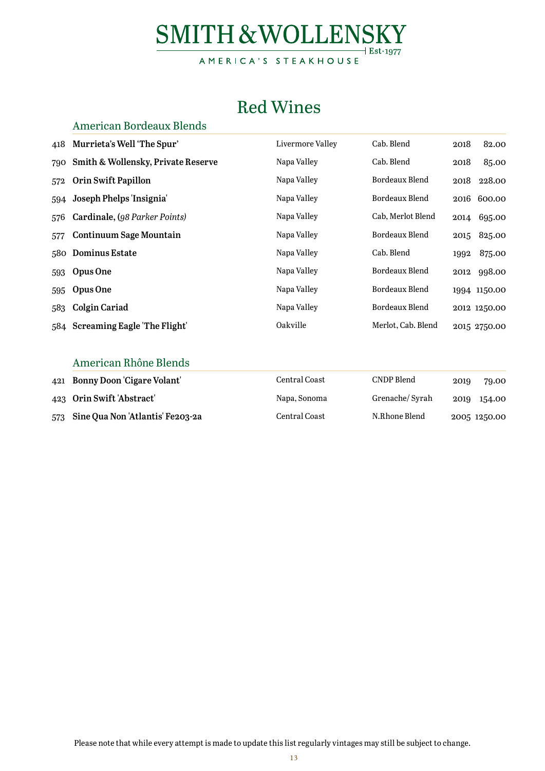# SMITH & WOLLENSKY

Est·1977

AMERICA'S STEAKHOUSE

## Red Wines

### American Bordeaux Blends

| | | | | | |
|---|---|---|---|---|---|
| 418 | **Murrieta's Well 'The Spur'** | Livermore Valley | Cab. Blend | 2018 | 82.00 |
| 790 | **Smith & Wollensky, Private Reserve** | Napa Valley | Cab. Blend | 2018 | 85.00 |
| 572 | **Orin Swift Papillon** | Napa Valley | Bordeaux Blend | 2018 | 228.00 |
| 594 | **Joseph Phelps 'Insignia'** | Napa Valley | Bordeaux Blend | 2016 | 600.00 |
| 576 | **Cardinale, (***98 Parker Points***)** | Napa Valley | Cab, Merlot Blend | 2014 | 695.00 |
| 577 | **Continuum Sage Mountain** | Napa Valley | Bordeaux Blend | 2015 | 825.00 |
| 580 | **Dominus Estate** | Napa Valley | Cab. Blend | 1992 | 875.00 |
| 593 | **Opus One** | Napa Valley | Bordeaux Blend | 2012 | 998.00 |
| 595 | **Opus One** | Napa Valley | Bordeaux Blend | 1994 | 1150.00 |
| 583 | **Colgin Cariad** | Napa Valley | Bordeaux Blend | 2012 | 1250.00 |
| 584 | **Screaming Eagle 'The Flight'** | Oakville | Merlot, Cab. Blend | 2015 | 2750.00 |

### American Rhône Blends

| | | | | | |
|---|---|---|---|---|---|
| 421 | **Bonny Doon 'Cigare Volant'** | Central Coast | CNDP Blend | 2019 | 79.00 |
| 423 | **Orin Swift 'Abstract'** | Napa, Sonoma | Grenache/ Syrah | 2019 | 154.00 |
| 573 | **Sine Qua Non 'Atlantis' Fe203-2a** | Central Coast | N.Rhone Blend | 2005 | 1250.00 |

Please note that while every attempt is made to update this list regularly vintages may still be subject to change.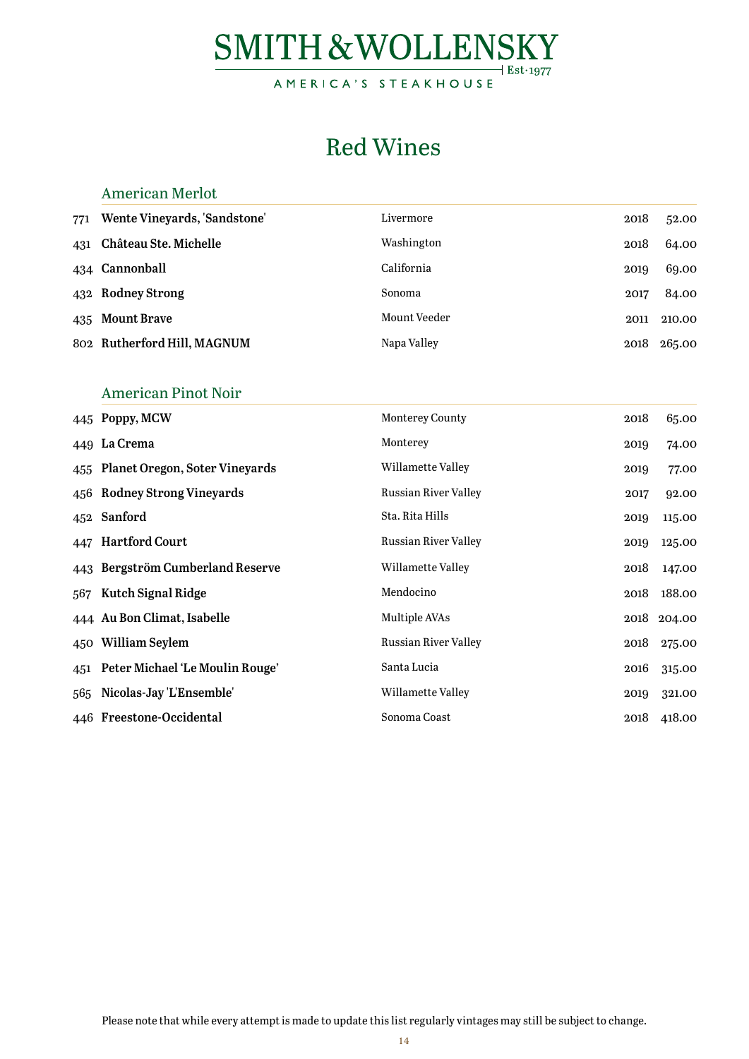# SMITH & WOLLENSKY

Est. 1977

AMERICA'S STEAKHOUSE

## Red Wines

### American Merlot

| | | | | |
|---|---|---|---|---|
| 771 | **Wente Vineyards, 'Sandstone'** | Livermore | 2018 | 52.00 |
| 431 | **Château Ste. Michelle** | Washington | 2018 | 64.00 |
| 434 | **Cannonball** | California | 2019 | 69.00 |
| 432 | **Rodney Strong** | Sonoma | 2017 | 84.00 |
| 435 | **Mount Brave** | Mount Veeder | 2011 | 210.00 |
| 802 | **Rutherford Hill, MAGNUM** | Napa Valley | 2018 | 265.00 |

### American Pinot Noir

| | | | | |
|---|---|---|---|---|
| 445 | **Poppy, MCW** | Monterey County | 2018 | 65.00 |
| 449 | **La Crema** | Monterey | 2019 | 74.00 |
| 455 | **Planet Oregon, Soter Vineyards** | Willamette Valley | 2019 | 77.00 |
| 456 | **Rodney Strong Vineyards** | Russian River Valley | 2017 | 92.00 |
| 452 | **Sanford** | Sta. Rita Hills | 2019 | 115.00 |
| 447 | **Hartford Court** | Russian River Valley | 2019 | 125.00 |
| 443 | **Bergström Cumberland Reserve** | Willamette Valley | 2018 | 147.00 |
| 567 | **Kutch Signal Ridge** | Mendocino | 2018 | 188.00 |
| 444 | **Au Bon Climat, Isabelle** | Multiple AVAs | 2018 | 204.00 |
| 450 | **William Seylem** | Russian River Valley | 2018 | 275.00 |
| 451 | **Peter Michael 'Le Moulin Rouge'** | Santa Lucia | 2016 | 315.00 |
| 565 | **Nicolas-Jay 'L'Ensemble'** | Willamette Valley | 2019 | 321.00 |
| 446 | **Freestone-Occidental** | Sonoma Coast | 2018 | 418.00 |

Please note that while every attempt is made to update this list regularly vintages may still be subject to change.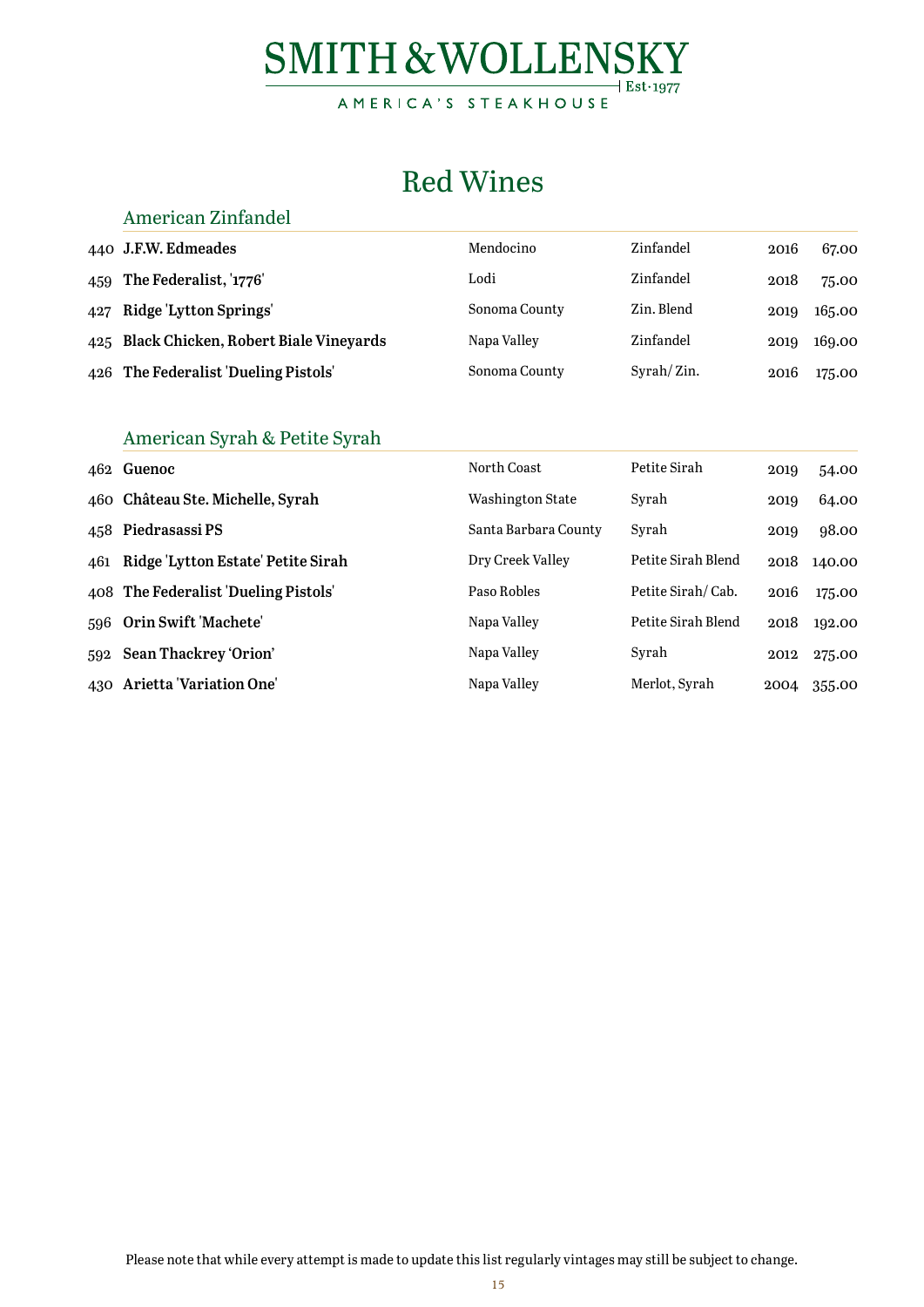# SMITH & WOLLENSKY

AMERICA'S STEAKHOUSE — Est·1977

## Red Wines

### American Zinfandel

| | | | | | |
|---|---|---|---|---|---|
| 440 | **J.F.W. Edmeades** | Mendocino | Zinfandel | 2016 | 67.00 |
| 459 | **The Federalist, '1776'** | Lodi | Zinfandel | 2018 | 75.00 |
| 427 | **Ridge 'Lytton Springs'** | Sonoma County | Zin. Blend | 2019 | 165.00 |
| 425 | **Black Chicken, Robert Biale Vineyards** | Napa Valley | Zinfandel | 2019 | 169.00 |
| 426 | **The Federalist 'Dueling Pistols'** | Sonoma County | Syrah/ Zin. | 2016 | 175.00 |

### American Syrah & Petite Syrah

| | | | | | |
|---|---|---|---|---|---|
| 462 | **Guenoc** | North Coast | Petite Sirah | 2019 | 54.00 |
| 460 | **Château Ste. Michelle, Syrah** | Washington State | Syrah | 2019 | 64.00 |
| 458 | **Piedrasassi PS** | Santa Barbara County | Syrah | 2019 | 98.00 |
| 461 | **Ridge 'Lytton Estate' Petite Sirah** | Dry Creek Valley | Petite Sirah Blend | 2018 | 140.00 |
| 408 | **The Federalist 'Dueling Pistols'** | Paso Robles | Petite Sirah/ Cab. | 2016 | 175.00 |
| 596 | **Orin Swift 'Machete'** | Napa Valley | Petite Sirah Blend | 2018 | 192.00 |
| 592 | **Sean Thackrey 'Orion'** | Napa Valley | Syrah | 2012 | 275.00 |
| 430 | **Arietta 'Variation One'** | Napa Valley | Merlot, Syrah | 2004 | 355.00 |

Please note that while every attempt is made to update this list regularly vintages may still be subject to change.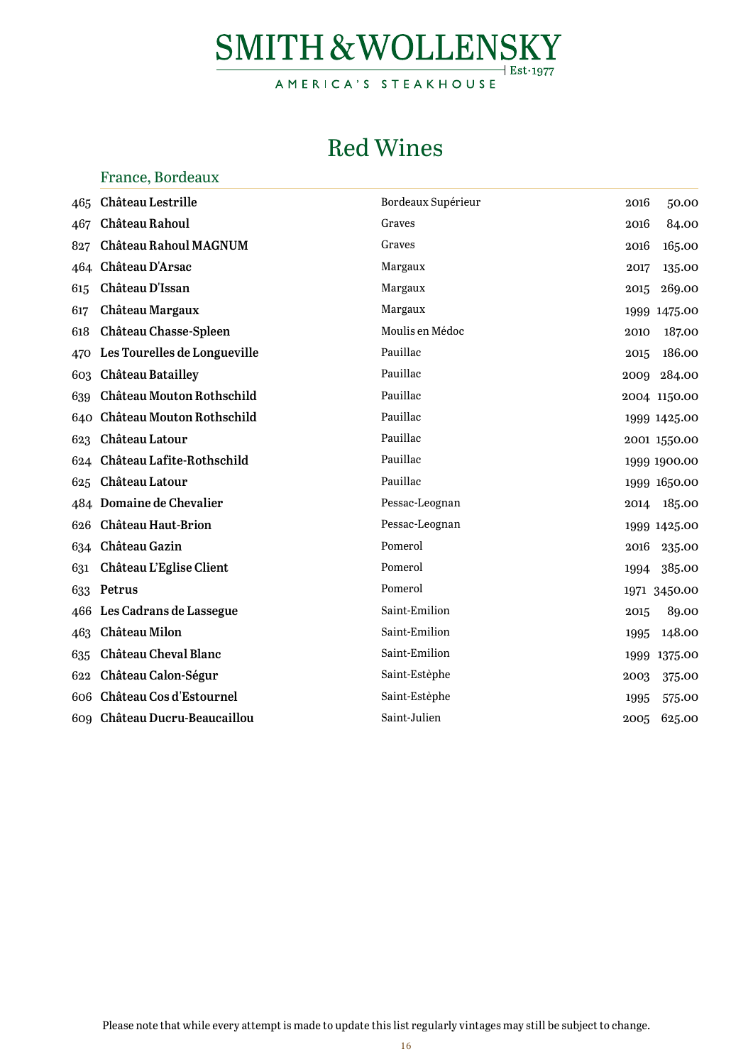# SMITH & WOLLENSKY

AMERICA'S STEAKHOUSE — Est. 1977

## Red Wines

### France, Bordeaux

| | | | | |
|---|---|---|---|---|
| 465 | **Château Lestrille** | Bordeaux Supérieur | 2016 | 50.00 |
| 467 | **Château Rahoul** | Graves | 2016 | 84.00 |
| 827 | **Château Rahoul MAGNUM** | Graves | 2016 | 165.00 |
| 464 | **Château D'Arsac** | Margaux | 2017 | 135.00 |
| 615 | **Château D'Issan** | Margaux | 2015 | 269.00 |
| 617 | **Château Margaux** | Margaux | 1999 | 1475.00 |
| 618 | **Château Chasse-Spleen** | Moulis en Médoc | 2010 | 187.00 |
| 470 | **Les Tourelles de Longueville** | Pauillac | 2015 | 186.00 |
| 603 | **Château Batailley** | Pauillac | 2009 | 284.00 |
| 639 | **Château Mouton Rothschild** | Pauillac | 2004 | 1150.00 |
| 640 | **Château Mouton Rothschild** | Pauillac | 1999 | 1425.00 |
| 623 | **Château Latour** | Pauillac | 2001 | 1550.00 |
| 624 | **Château Lafite-Rothschild** | Pauillac | 1999 | 1900.00 |
| 625 | **Château Latour** | Pauillac | 1999 | 1650.00 |
| 484 | **Domaine de Chevalier** | Pessac-Leognan | 2014 | 185.00 |
| 626 | **Château Haut-Brion** | Pessac-Leognan | 1999 | 1425.00 |
| 634 | **Château Gazin** | Pomerol | 2016 | 235.00 |
| 631 | **Château L'Eglise Client** | Pomerol | 1994 | 385.00 |
| 633 | **Petrus** | Pomerol | 1971 | 3450.00 |
| 466 | **Les Cadrans de Lassegue** | Saint-Emilion | 2015 | 89.00 |
| 463 | **Château Milon** | Saint-Emilion | 1995 | 148.00 |
| 635 | **Château Cheval Blanc** | Saint-Emilion | 1999 | 1375.00 |
| 622 | **Château Calon-Ségur** | Saint-Estèphe | 2003 | 375.00 |
| 606 | **Château Cos d'Estournel** | Saint-Estèphe | 1995 | 575.00 |
| 609 | **Château Ducru-Beaucaillou** | Saint-Julien | 2005 | 625.00 |

Please note that while every attempt is made to update this list regularly vintages may still be subject to change.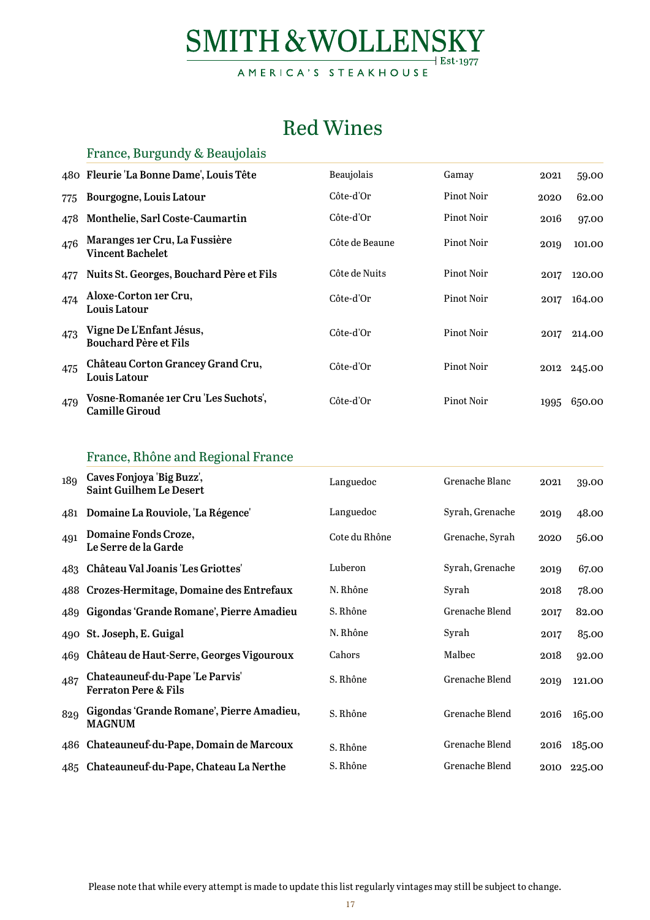# SMITH & WOLLENSKY

AMERICA'S STEAKHOUSE — Est. 1977

## Red Wines

### France, Burgundy & Beaujolais

| | | | | | |
|---|---|---|---|---|---|
| 480 | **Fleurie 'La Bonne Dame', Louis Tête** | Beaujolais | Gamay | 2021 | 59.00 |
| 775 | **Bourgogne, Louis Latour** | Côte-d'Or | Pinot Noir | 2020 | 62.00 |
| 478 | **Monthelie, Sarl Coste-Caumartin** | Côte-d'Or | Pinot Noir | 2016 | 97.00 |
| 476 | **Maranges 1er Cru, La Fussière Vincent Bachelet** | Côte de Beaune | Pinot Noir | 2019 | 101.00 |
| 477 | **Nuits St. Georges, Bouchard Père et Fils** | Côte de Nuits | Pinot Noir | 2017 | 120.00 |
| 474 | **Aloxe-Corton 1er Cru, Louis Latour** | Côte-d'Or | Pinot Noir | 2017 | 164.00 |
| 473 | **Vigne De L'Enfant Jésus, Bouchard Père et Fils** | Côte-d'Or | Pinot Noir | 2017 | 214.00 |
| 475 | **Château Corton Grancey Grand Cru, Louis Latour** | Côte-d'Or | Pinot Noir | 2012 | 245.00 |
| 479 | **Vosne-Romanée 1er Cru 'Les Suchots', Camille Giroud** | Côte-d'Or | Pinot Noir | 1995 | 650.00 |

### France, Rhône and Regional France

| | | | | | |
|---|---|---|---|---|---|
| 189 | **Caves Fonjoya 'Big Buzz', Saint Guilhem Le Desert** | Languedoc | Grenache Blanc | 2021 | 39.00 |
| 481 | **Domaine La Rouviole, 'La Régence'** | Languedoc | Syrah, Grenache | 2019 | 48.00 |
| 491 | **Domaine Fonds Croze, Le Serre de la Garde** | Cote du Rhône | Grenache, Syrah | 2020 | 56.00 |
| 483 | **Château Val Joanis 'Les Griottes'** | Luberon | Syrah, Grenache | 2019 | 67.00 |
| 488 | **Crozes-Hermitage, Domaine des Entrefaux** | N. Rhône | Syrah | 2018 | 78.00 |
| 489 | **Gigondas 'Grande Romane', Pierre Amadieu** | S. Rhône | Grenache Blend | 2017 | 82.00 |
| 490 | **St. Joseph, E. Guigal** | N. Rhône | Syrah | 2017 | 85.00 |
| 469 | **Château de Haut-Serre, Georges Vigouroux** | Cahors | Malbec | 2018 | 92.00 |
| 487 | **Chateauneuf-du-Pape 'Le Parvis' Ferraton Pere & Fils** | S. Rhône | Grenache Blend | 2019 | 121.00 |
| 829 | **Gigondas 'Grande Romane', Pierre Amadieu, MAGNUM** | S. Rhône | Grenache Blend | 2016 | 165.00 |
| 486 | **Chateauneuf-du-Pape, Domain de Marcoux** | S. Rhône | Grenache Blend | 2016 | 185.00 |
| 485 | **Chateauneuf-du-Pape, Chateau La Nerthe** | S. Rhône | Grenache Blend | 2010 | 225.00 |

Please note that while every attempt is made to update this list regularly vintages may still be subject to change.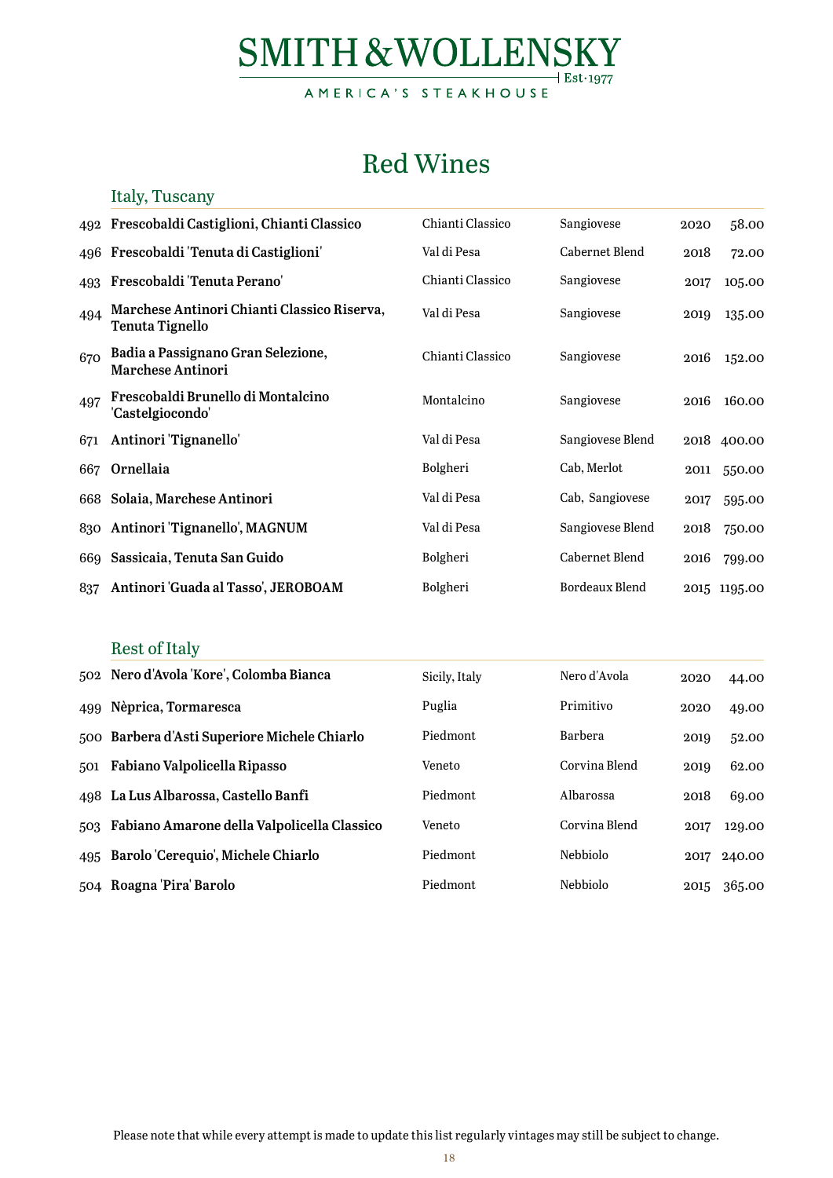# SMITH & WOLLENSKY

Est·1977

AMERICA'S STEAKHOUSE

## Red Wines

### Italy, Tuscany

| | | | | | |
|---|---|---|---|---|---|
| 492 | **Frescobaldi Castiglioni, Chianti Classico** | Chianti Classico | Sangiovese | 2020 | 58.00 |
| 496 | **Frescobaldi 'Tenuta di Castiglioni'** | Val di Pesa | Cabernet Blend | 2018 | 72.00 |
| 493 | **Frescobaldi 'Tenuta Perano'** | Chianti Classico | Sangiovese | 2017 | 105.00 |
| 494 | **Marchese Antinori Chianti Classico Riserva, Tenuta Tignello** | Val di Pesa | Sangiovese | 2019 | 135.00 |
| 670 | **Badia a Passignano Gran Selezione, Marchese Antinori** | Chianti Classico | Sangiovese | 2016 | 152.00 |
| 497 | **Frescobaldi Brunello di Montalcino 'Castelgiocondo'** | Montalcino | Sangiovese | 2016 | 160.00 |
| 671 | **Antinori 'Tignanello'** | Val di Pesa | Sangiovese Blend | 2018 | 400.00 |
| 667 | **Ornellaia** | Bolgheri | Cab, Merlot | 2011 | 550.00 |
| 668 | **Solaia, Marchese Antinori** | Val di Pesa | Cab, Sangiovese | 2017 | 595.00 |
| 830 | **Antinori 'Tignanello', MAGNUM** | Val di Pesa | Sangiovese Blend | 2018 | 750.00 |
| 669 | **Sassicaia, Tenuta San Guido** | Bolgheri | Cabernet Blend | 2016 | 799.00 |
| 837 | **Antinori 'Guada al Tasso', JEROBOAM** | Bolgheri | Bordeaux Blend | 2015 | 1195.00 |

### Rest of Italy

| | | | | | |
|---|---|---|---|---|---|
| 502 | **Nero d'Avola 'Kore', Colomba Bianca** | Sicily, Italy | Nero d'Avola | 2020 | 44.00 |
| 499 | **Nèprica, Tormaresca** | Puglia | Primitivo | 2020 | 49.00 |
| 500 | **Barbera d'Asti Superiore Michele Chiarlo** | Piedmont | Barbera | 2019 | 52.00 |
| 501 | **Fabiano Valpolicella Ripasso** | Veneto | Corvina Blend | 2019 | 62.00 |
| 498 | **La Lus Albarossa, Castello Banfi** | Piedmont | Albarossa | 2018 | 69.00 |
| 503 | **Fabiano Amarone della Valpolicella Classico** | Veneto | Corvina Blend | 2017 | 129.00 |
| 495 | **Barolo 'Cerequio', Michele Chiarlo** | Piedmont | Nebbiolo | 2017 | 240.00 |
| 504 | **Roagna 'Pira' Barolo** | Piedmont | Nebbiolo | 2015 | 365.00 |

Please note that while every attempt is made to update this list regularly vintages may still be subject to change.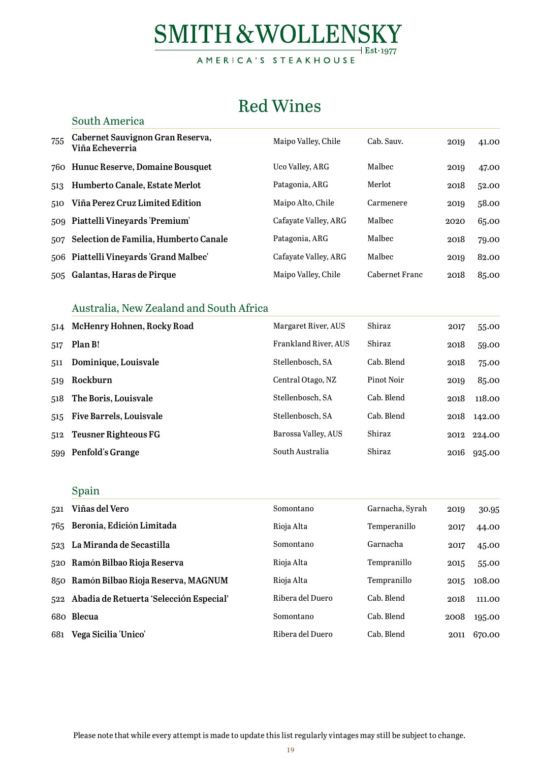# SMITH & WOLLENSKY

Est·1977

AMERICA'S STEAKHOUSE

## Red Wines

### South America

| | | | | | |
|---|---|---|---|---|---|
| 755 | **Cabernet Sauvignon Gran Reserva, Viña Echeverria** | Maipo Valley, Chile | Cab. Sauv. | 2019 | 41.00 |
| 760 | **Hunuc Reserve, Domaine Bousquet** | Uco Valley, ARG | Malbec | 2019 | 47.00 |
| 513 | **Humberto Canale, Estate Merlot** | Patagonia, ARG | Merlot | 2018 | 52.00 |
| 510 | **Viña Perez Cruz Limited Edition** | Maipo Alto, Chile | Carmenere | 2019 | 58.00 |
| 509 | **Piattelli Vineyards 'Premium'** | Cafayate Valley, ARG | Malbec | 2020 | 65.00 |
| 507 | **Selection de Familia, Humberto Canale** | Patagonia, ARG | Malbec | 2018 | 79.00 |
| 506 | **Piattelli Vineyards 'Grand Malbec'** | Cafayate Valley, ARG | Malbec | 2019 | 82.00 |
| 505 | **Galantas, Haras de Pirque** | Maipo Valley, Chile | Cabernet Franc | 2018 | 85.00 |

### Australia, New Zealand and South Africa

| | | | | | |
|---|---|---|---|---|---|
| 514 | **McHenry Hohnen, Rocky Road** | Margaret River, AUS | Shiraz | 2017 | 55.00 |
| 517 | **Plan B!** | Frankland River, AUS | Shiraz | 2018 | 59.00 |
| 511 | **Dominique, Louisvale** | Stellenbosch, SA | Cab. Blend | 2018 | 75.00 |
| 519 | **Rockburn** | Central Otago, NZ | Pinot Noir | 2019 | 85.00 |
| 518 | **The Boris, Louisvale** | Stellenbosch, SA | Cab. Blend | 2018 | 118.00 |
| 515 | **Five Barrels, Louisvale** | Stellenbosch, SA | Cab. Blend | 2018 | 142.00 |
| 512 | **Teusner Righteous FG** | Barossa Valley, AUS | Shiraz | 2012 | 224.00 |
| 599 | **Penfold's Grange** | South Australia | Shiraz | 2016 | 925.00 |

### Spain

| | | | | | |
|---|---|---|---|---|---|
| 521 | **Viñas del Vero** | Somontano | Garnacha, Syrah | 2019 | 30.95 |
| 765 | **Beronia, Edición Limitada** | Rioja Alta | Temperanillo | 2017 | 44.00 |
| 523 | **La Miranda de Secastilla** | Somontano | Garnacha | 2017 | 45.00 |
| 520 | **Ramón Bilbao Rioja Reserva** | Rioja Alta | Tempranillo | 2015 | 55.00 |
| 850 | **Ramón Bilbao Rioja Reserva, MAGNUM** | Rioja Alta | Tempranillo | 2015 | 108.00 |
| 522 | **Abadia de Retuerta 'Selección Especial'** | Ribera del Duero | Cab. Blend | 2018 | 111.00 |
| 680 | **Blecua** | Somontano | Cab. Blend | 2008 | 195.00 |
| 681 | **Vega Sicilia 'Unico'** | Ribera del Duero | Cab. Blend | 2011 | 670.00 |

Please note that while every attempt is made to update this list regularly vintages may still be subject to change.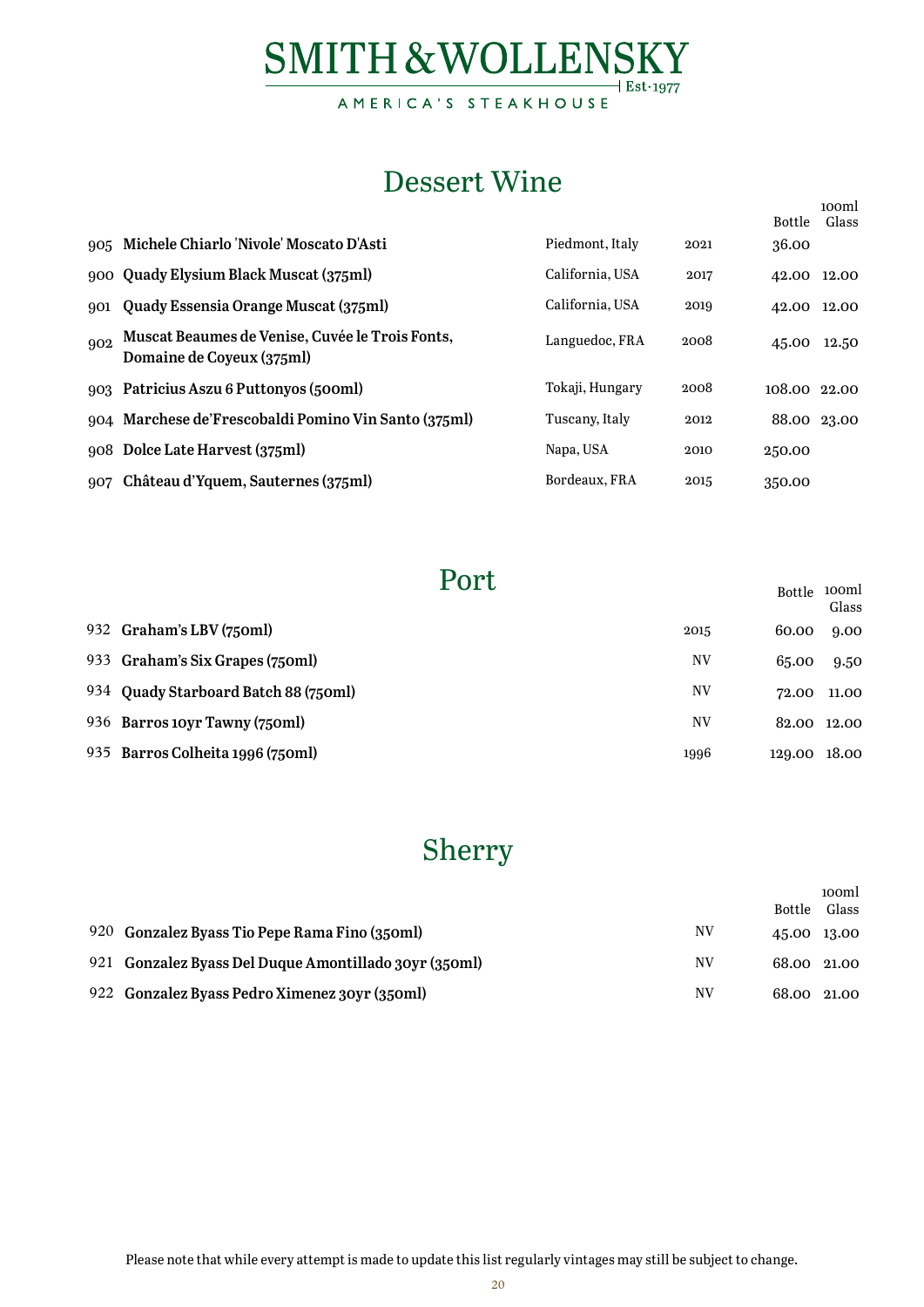# SMITH & WOLLENSKY

Est. 1977

AMERICA'S STEAKHOUSE

## Dessert Wine

| | | | | Bottle | 100ml Glass |
|---|---|---|---|---|---|
| 905 | **Michele Chiarlo 'Nivole' Moscato D'Asti** | Piedmont, Italy | 2021 | 36.00 | |
| 900 | **Quady Elysium Black Muscat (375ml)** | California, USA | 2017 | 42.00 | 12.00 |
| 901 | **Quady Essensia Orange Muscat (375ml)** | California, USA | 2019 | 42.00 | 12.00 |
| 902 | **Muscat Beaumes de Venise, Cuvée le Trois Fonts, Domaine de Coyeux (375ml)** | Languedoc, FRA | 2008 | 45.00 | 12.50 |
| 903 | **Patricius Aszu 6 Puttonyos (500ml)** | Tokaji, Hungary | 2008 | 108.00 | 22.00 |
| 904 | **Marchese de'Frescobaldi Pomino Vin Santo (375ml)** | Tuscany, Italy | 2012 | 88.00 | 23.00 |
| 908 | **Dolce Late Harvest (375ml)** | Napa, USA | 2010 | 250.00 | |
| 907 | **Château d'Yquem, Sauternes (375ml)** | Bordeaux, FRA | 2015 | 350.00 | |

## Port

| | | | Bottle | 100ml Glass |
|---|---|---|---|---|
| 932 | **Graham's LBV (750ml)** | 2015 | 60.00 | 9.00 |
| 933 | **Graham's Six Grapes (750ml)** | NV | 65.00 | 9.50 |
| 934 | **Quady Starboard Batch 88 (750ml)** | NV | 72.00 | 11.00 |
| 936 | **Barros 10yr Tawny (750ml)** | NV | 82.00 | 12.00 |
| 935 | **Barros Colheita 1996 (750ml)** | 1996 | 129.00 | 18.00 |

## Sherry

| | | | Bottle | 100ml Glass |
|---|---|---|---|---|
| 920 | **Gonzalez Byass Tio Pepe Rama Fino (350ml)** | NV | 45.00 | 13.00 |
| 921 | **Gonzalez Byass Del Duque Amontillado 30yr (350ml)** | NV | 68.00 | 21.00 |
| 922 | **Gonzalez Byass Pedro Ximenez 30yr (350ml)** | NV | 68.00 | 21.00 |

Please note that while every attempt is made to update this list regularly vintages may still be subject to change.